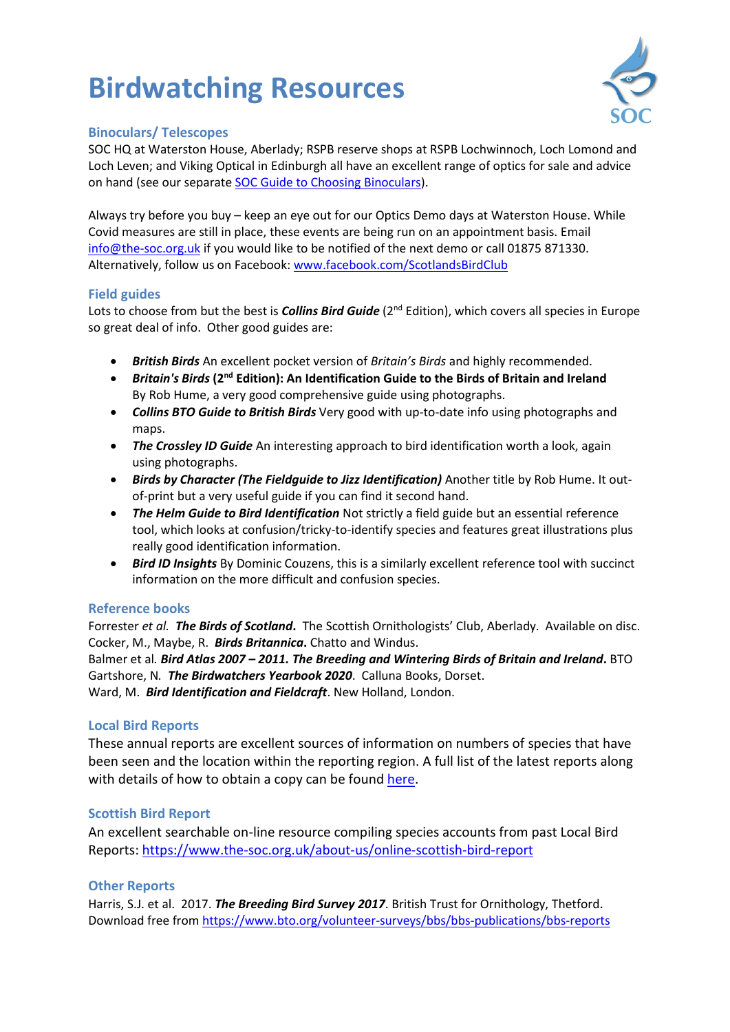# Birdwatching Resources

## Binoculars/ Telescopes

SOC HQ at Waterston House, Aberlady; RSPB reserve shops at RSPB Lochwinnoch, Loch Lomond and Loch Leven; and Viking Optical in Edinburgh all have an excellent range of optics for sale and advice on hand (see our separate SOC Guide to Choosing Binoculars).

Always try before you buy – keep an eye out for our Optics Demo days at Waterston House. While Covid measures are still in place, these events are being run on an appointment basis. Email info@the-soc.org.uk if you would like to be notified of the next demo or call 01875 871330. Alternatively, follow us on Facebook: www.facebook.com/ScotlandsBirdClub

## Field guides

Lots to choose from but the best is ***Collins Bird Guide*** (2nd Edition), which covers all species in Europe so great deal of info. Other good guides are:

- ***British Birds*** An excellent pocket version of *Britain's Birds* and highly recommended.
- ***Britain's Birds* (2nd Edition): An Identification Guide to the Birds of Britain and Ireland** By Rob Hume, a very good comprehensive guide using photographs.
- ***Collins BTO Guide to British Birds*** Very good with up-to-date info using photographs and maps.
- ***The Crossley ID Guide*** An interesting approach to bird identification worth a look, again using photographs.
- ***Birds by Character (The Fieldguide to Jizz Identification)*** Another title by Rob Hume. It out-of-print but a very useful guide if you can find it second hand.
- ***The Helm Guide to Bird Identification*** Not strictly a field guide but an essential reference tool, which looks at confusion/tricky-to-identify species and features great illustrations plus really good identification information.
- ***Bird ID Insights*** By Dominic Couzens, this is a similarly excellent reference tool with succinct information on the more difficult and confusion species.

## Reference books

Forrester *et al.* ***The Birds of Scotland*****.** The Scottish Ornithologists' Club, Aberlady. Available on disc.
Cocker, M., Maybe, R. ***Birds Britannica*****.** Chatto and Windus.
Balmer et al. ***Bird Atlas 2007 – 2011. The Breeding and Wintering Birds of Britain and Ireland*****.** BTO
Gartshore, N. ***The Birdwatchers Yearbook 2020***. Calluna Books, Dorset.
Ward, M. ***Bird Identification and Fieldcraft***. New Holland, London.

## Local Bird Reports

These annual reports are excellent sources of information on numbers of species that have been seen and the location within the reporting region. A full list of the latest reports along with details of how to obtain a copy can be found here.

## Scottish Bird Report

An excellent searchable on-line resource compiling species accounts from past Local Bird Reports: https://www.the-soc.org.uk/about-us/online-scottish-bird-report

## Other Reports

Harris, S.J. et al. 2017. ***The Breeding Bird Survey 2017***. British Trust for Ornithology, Thetford. Download free from https://www.bto.org/volunteer-surveys/bbs/bbs-publications/bbs-reports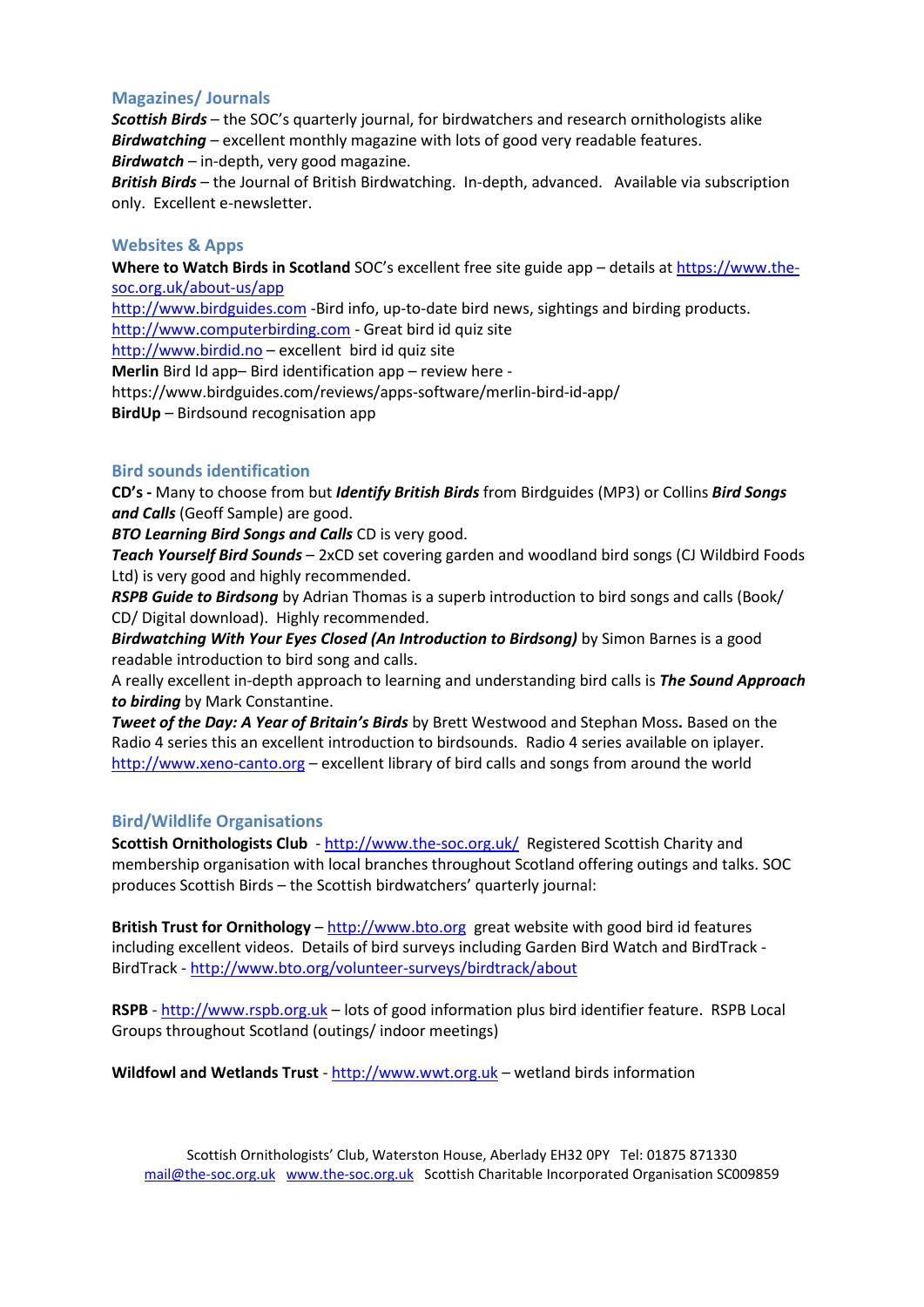## Magazines/ Journals

***Scottish Birds*** – the SOC's quarterly journal, for birdwatchers and research ornithologists alike
***Birdwatching*** – excellent monthly magazine with lots of good very readable features.
***Birdwatch*** – in-depth, very good magazine.
***British Birds*** – the Journal of British Birdwatching. In-depth, advanced. Available via subscription only. Excellent e-newsletter.

## Websites & Apps

**Where to Watch Birds in Scotland** SOC's excellent free site guide app – details at https://www.the-soc.org.uk/about-us/app
http://www.birdguides.com -Bird info, up-to-date bird news, sightings and birding products.
http://www.computerbirding.com - Great bird id quiz site
http://www.birdid.no – excellent bird id quiz site
**Merlin** Bird Id app– Bird identification app – review here - https://www.birdguides.com/reviews/apps-software/merlin-bird-id-app/
**BirdUp** – Birdsound recognisation app

## Bird sounds identification

**CD's -** Many to choose from but ***Identify British Birds*** from Birdguides (MP3) or Collins ***Bird Songs and Calls*** (Geoff Sample) are good.
***BTO Learning Bird Songs and Calls*** CD is very good.
***Teach Yourself Bird Sounds*** – 2xCD set covering garden and woodland bird songs (CJ Wildbird Foods Ltd) is very good and highly recommended.
***RSPB Guide to Birdsong*** by Adrian Thomas is a superb introduction to bird songs and calls (Book/ CD/ Digital download). Highly recommended.
***Birdwatching With Your Eyes Closed (An Introduction to Birdsong)*** by Simon Barnes is a good readable introduction to bird song and calls.
A really excellent in-depth approach to learning and understanding bird calls is ***The Sound Approach to birding*** by Mark Constantine.
***Tweet of the Day: A Year of Britain's Birds*** by Brett Westwood and Stephan Moss**.** Based on the Radio 4 series this an excellent introduction to birdsounds. Radio 4 series available on iplayer.
http://www.xeno-canto.org – excellent library of bird calls and songs from around the world

## Bird/Wildlife Organisations

**Scottish Ornithologists Club** - http://www.the-soc.org.uk/ Registered Scottish Charity and membership organisation with local branches throughout Scotland offering outings and talks. SOC produces Scottish Birds – the Scottish birdwatchers' quarterly journal:

**British Trust for Ornithology** – http://www.bto.org great website with good bird id features including excellent videos. Details of bird surveys including Garden Bird Watch and BirdTrack - BirdTrack - http://www.bto.org/volunteer-surveys/birdtrack/about

**RSPB** - http://www.rspb.org.uk – lots of good information plus bird identifier feature. RSPB Local Groups throughout Scotland (outings/ indoor meetings)

**Wildfowl and Wetlands Trust** - http://www.wwt.org.uk – wetland birds information